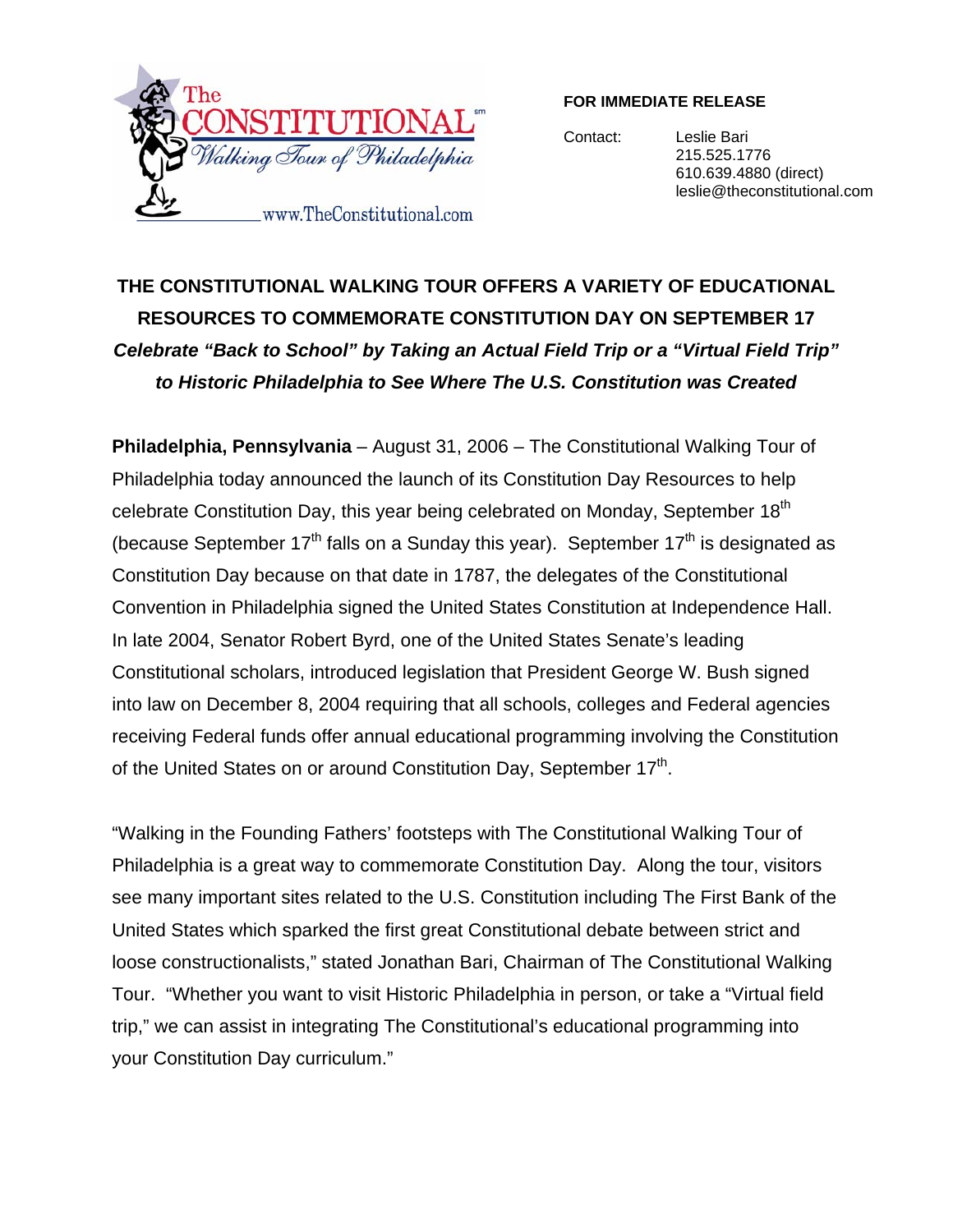The CONSTITUTIONAL℠ *Walking Tour of Philadelphia*
www.TheConstitutional.com

**FOR IMMEDIATE RELEASE**

Contact: Leslie Bari
215.525.1776
610.639.4880 (direct)
leslie@theconstitutional.com

# THE CONSTITUTIONAL WALKING TOUR OFFERS A VARIETY OF EDUCATIONAL RESOURCES TO COMMEMORATE CONSTITUTION DAY ON SEPTEMBER 17

***Celebrate "Back to School" by Taking an Actual Field Trip or a "Virtual Field Trip" to Historic Philadelphia to See Where The U.S. Constitution was Created***

**Philadelphia, Pennsylvania** – August 31, 2006 – The Constitutional Walking Tour of Philadelphia today announced the launch of its Constitution Day Resources to help celebrate Constitution Day, this year being celebrated on Monday, September 18th (because September 17th falls on a Sunday this year). September 17th is designated as Constitution Day because on that date in 1787, the delegates of the Constitutional Convention in Philadelphia signed the United States Constitution at Independence Hall. In late 2004, Senator Robert Byrd, one of the United States Senate's leading Constitutional scholars, introduced legislation that President George W. Bush signed into law on December 8, 2004 requiring that all schools, colleges and Federal agencies receiving Federal funds offer annual educational programming involving the Constitution of the United States on or around Constitution Day, September 17th.

"Walking in the Founding Fathers' footsteps with The Constitutional Walking Tour of Philadelphia is a great way to commemorate Constitution Day. Along the tour, visitors see many important sites related to the U.S. Constitution including The First Bank of the United States which sparked the first great Constitutional debate between strict and loose constructionalists," stated Jonathan Bari, Chairman of The Constitutional Walking Tour. "Whether you want to visit Historic Philadelphia in person, or take a "Virtual field trip," we can assist in integrating The Constitutional's educational programming into your Constitution Day curriculum."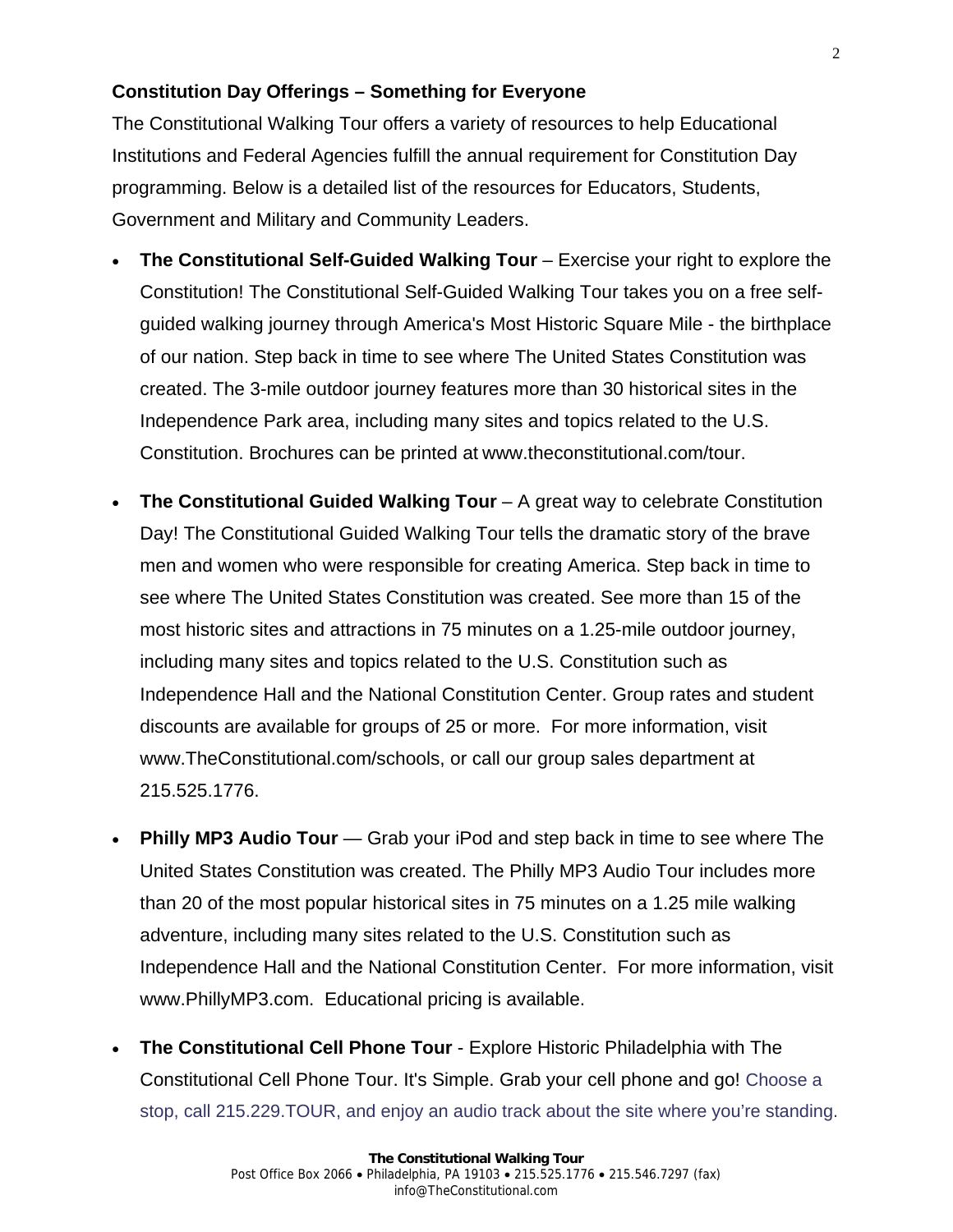**Constitution Day Offerings – Something for Everyone**

The Constitutional Walking Tour offers a variety of resources to help Educational Institutions and Federal Agencies fulfill the annual requirement for Constitution Day programming. Below is a detailed list of the resources for Educators, Students, Government and Military and Community Leaders.

- **The Constitutional Self-Guided Walking Tour** – Exercise your right to explore the Constitution! The Constitutional Self-Guided Walking Tour takes you on a free self-guided walking journey through America's Most Historic Square Mile - the birthplace of our nation. Step back in time to see where The United States Constitution was created. The 3-mile outdoor journey features more than 30 historical sites in the Independence Park area, including many sites and topics related to the U.S. Constitution. Brochures can be printed at www.theconstitutional.com/tour.

- **The Constitutional Guided Walking Tour** – A great way to celebrate Constitution Day! The Constitutional Guided Walking Tour tells the dramatic story of the brave men and women who were responsible for creating America. Step back in time to see where The United States Constitution was created. See more than 15 of the most historic sites and attractions in 75 minutes on a 1.25-mile outdoor journey, including many sites and topics related to the U.S. Constitution such as Independence Hall and the National Constitution Center. Group rates and student discounts are available for groups of 25 or more. For more information, visit www.TheConstitutional.com/schools, or call our group sales department at 215.525.1776.

- **Philly MP3 Audio Tour** — Grab your iPod and step back in time to see where The United States Constitution was created. The Philly MP3 Audio Tour includes more than 20 of the most popular historical sites in 75 minutes on a 1.25 mile walking adventure, including many sites related to the U.S. Constitution such as Independence Hall and the National Constitution Center. For more information, visit www.PhillyMP3.com. Educational pricing is available.

- **The Constitutional Cell Phone Tour** - Explore Historic Philadelphia with The Constitutional Cell Phone Tour. It's Simple. Grab your cell phone and go! Choose a stop, call 215.229.TOUR, and enjoy an audio track about the site where you're standing.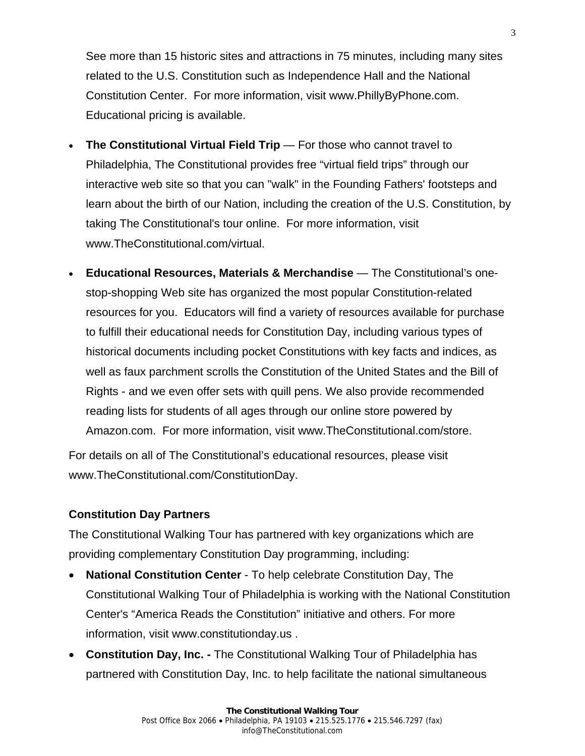See more than 15 historic sites and attractions in 75 minutes, including many sites related to the U.S. Constitution such as Independence Hall and the National Constitution Center. For more information, visit www.PhillyByPhone.com. Educational pricing is available.

- **The Constitutional Virtual Field Trip** — For those who cannot travel to Philadelphia, The Constitutional provides free "virtual field trips" through our interactive web site so that you can "walk" in the Founding Fathers' footsteps and learn about the birth of our Nation, including the creation of the U.S. Constitution, by taking The Constitutional's tour online. For more information, visit www.TheConstitutional.com/virtual.

- **Educational Resources, Materials & Merchandise** — The Constitutional's one-stop-shopping Web site has organized the most popular Constitution-related resources for you. Educators will find a variety of resources available for purchase to fulfill their educational needs for Constitution Day, including various types of historical documents including pocket Constitutions with key facts and indices, as well as faux parchment scrolls the Constitution of the United States and the Bill of Rights - and we even offer sets with quill pens. We also provide recommended reading lists for students of all ages through our online store powered by Amazon.com. For more information, visit www.TheConstitutional.com/store.

For details on all of The Constitutional's educational resources, please visit www.TheConstitutional.com/ConstitutionDay.

**Constitution Day Partners**

The Constitutional Walking Tour has partnered with key organizations which are providing complementary Constitution Day programming, including:

- **National Constitution Center** - To help celebrate Constitution Day, The Constitutional Walking Tour of Philadelphia is working with the National Constitution Center's "America Reads the Constitution" initiative and others. For more information, visit www.constitutionday.us .
- **Constitution Day, Inc. -** The Constitutional Walking Tour of Philadelphia has partnered with Constitution Day, Inc. to help facilitate the national simultaneous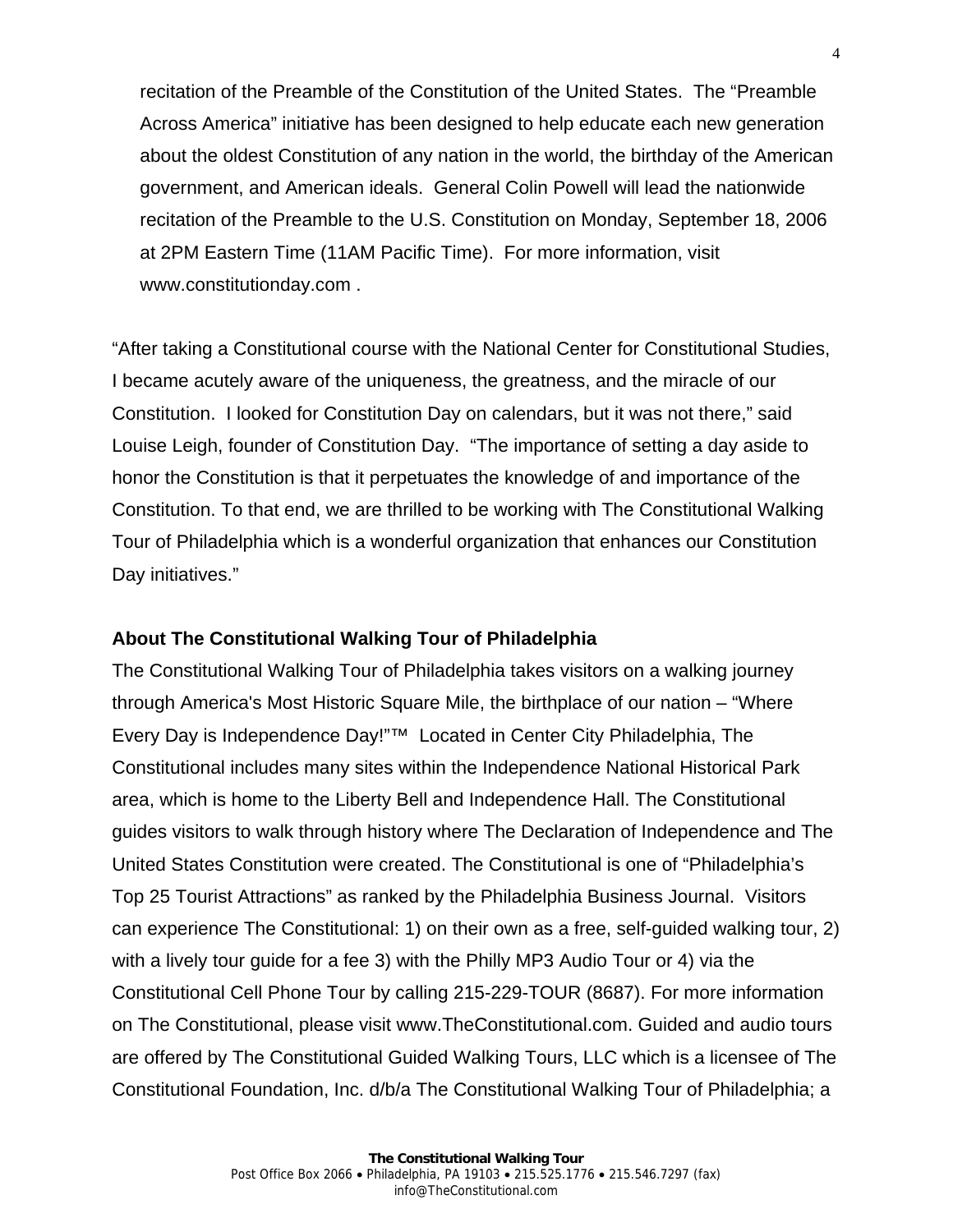recitation of the Preamble of the Constitution of the United States. The "Preamble Across America" initiative has been designed to help educate each new generation about the oldest Constitution of any nation in the world, the birthday of the American government, and American ideals. General Colin Powell will lead the nationwide recitation of the Preamble to the U.S. Constitution on Monday, September 18, 2006 at 2PM Eastern Time (11AM Pacific Time). For more information, visit www.constitutionday.com .

"After taking a Constitutional course with the National Center for Constitutional Studies, I became acutely aware of the uniqueness, the greatness, and the miracle of our Constitution. I looked for Constitution Day on calendars, but it was not there," said Louise Leigh, founder of Constitution Day. "The importance of setting a day aside to honor the Constitution is that it perpetuates the knowledge of and importance of the Constitution. To that end, we are thrilled to be working with The Constitutional Walking Tour of Philadelphia which is a wonderful organization that enhances our Constitution Day initiatives."

**About The Constitutional Walking Tour of Philadelphia**

The Constitutional Walking Tour of Philadelphia takes visitors on a walking journey through America's Most Historic Square Mile, the birthplace of our nation – "Where Every Day is Independence Day!"™ Located in Center City Philadelphia, The Constitutional includes many sites within the Independence National Historical Park area, which is home to the Liberty Bell and Independence Hall. The Constitutional guides visitors to walk through history where The Declaration of Independence and The United States Constitution were created. The Constitutional is one of "Philadelphia's Top 25 Tourist Attractions" as ranked by the Philadelphia Business Journal. Visitors can experience The Constitutional: 1) on their own as a free, self-guided walking tour, 2) with a lively tour guide for a fee 3) with the Philly MP3 Audio Tour or 4) via the Constitutional Cell Phone Tour by calling 215-229-TOUR (8687). For more information on The Constitutional, please visit www.TheConstitutional.com. Guided and audio tours are offered by The Constitutional Guided Walking Tours, LLC which is a licensee of The Constitutional Foundation, Inc. d/b/a The Constitutional Walking Tour of Philadelphia; a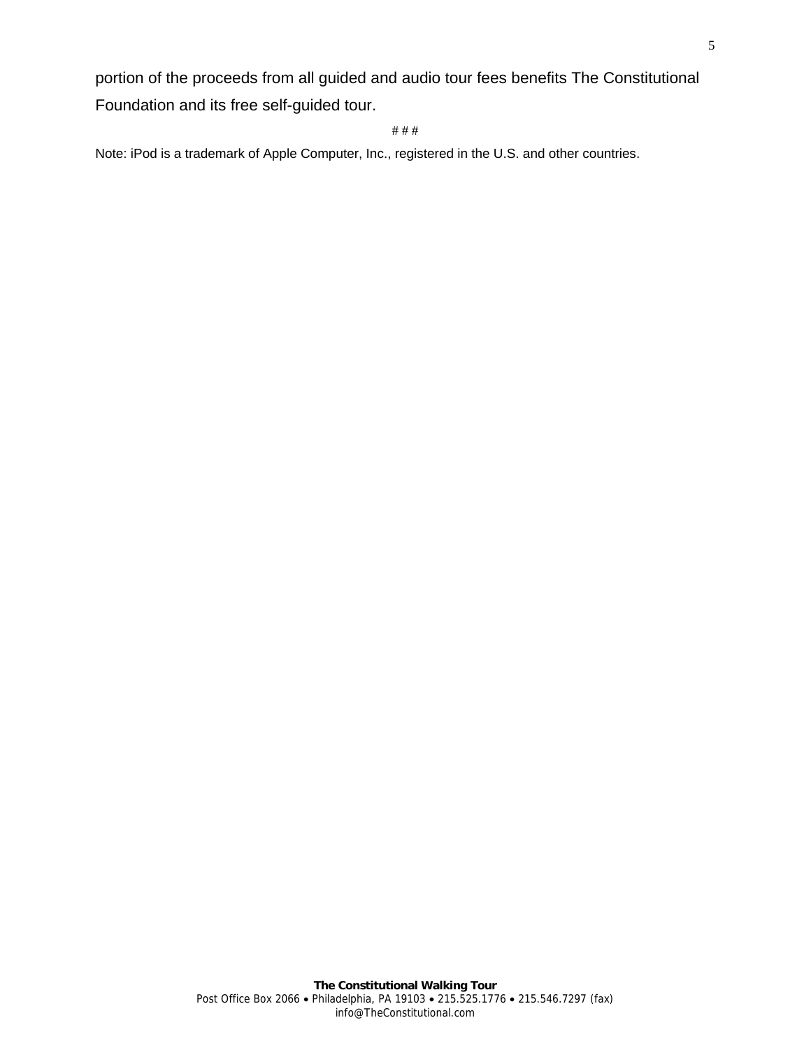portion of the proceeds from all guided and audio tour fees benefits The Constitutional Foundation and its free self-guided tour.

# # #

Note: iPod is a trademark of Apple Computer, Inc., registered in the U.S. and other countries.